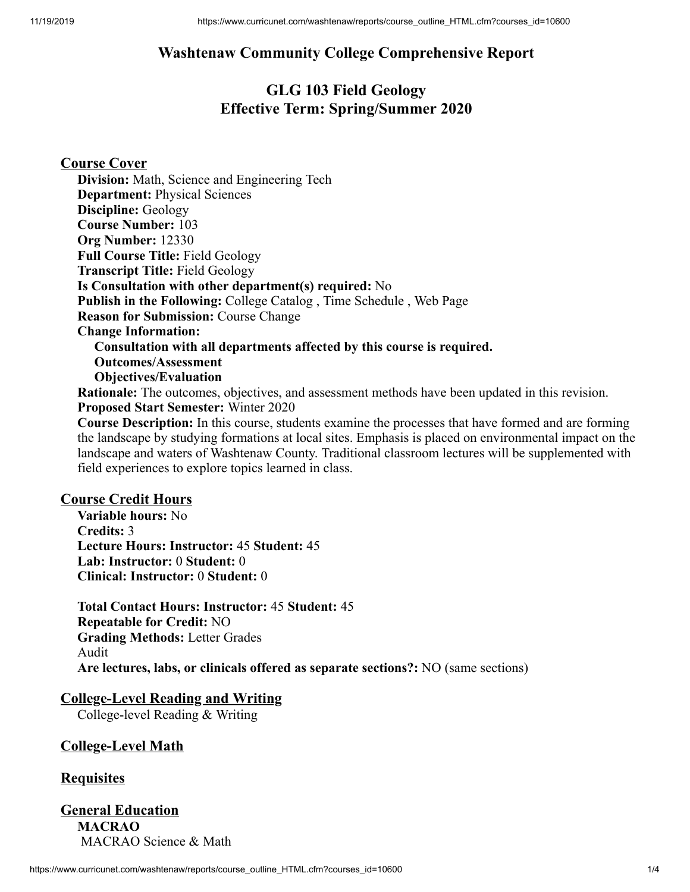# Washtenaw Community College Comprehensive Report

## GLG 103 Field Geology
## Effective Term: Spring/Summer 2020

### Course Cover

**Division:** Math, Science and Engineering Tech
**Department:** Physical Sciences
**Discipline:** Geology
**Course Number:** 103
**Org Number:** 12330
**Full Course Title:** Field Geology
**Transcript Title:** Field Geology
**Is Consultation with other department(s) required:** No
**Publish in the Following:** College Catalog , Time Schedule , Web Page
**Reason for Submission:** Course Change
**Change Information:**
**Consultation with all departments affected by this course is required.**
**Outcomes/Assessment**
**Objectives/Evaluation**
**Rationale:** The outcomes, objectives, and assessment methods have been updated in this revision.
**Proposed Start Semester:** Winter 2020
**Course Description:** In this course, students examine the processes that have formed and are forming the landscape by studying formations at local sites. Emphasis is placed on environmental impact on the landscape and waters of Washtenaw County. Traditional classroom lectures will be supplemented with field experiences to explore topics learned in class.

### Course Credit Hours

**Variable hours:** No
**Credits:** 3
**Lecture Hours: Instructor:** 45 **Student:** 45
**Lab: Instructor:** 0 **Student:** 0
**Clinical: Instructor:** 0 **Student:** 0

**Total Contact Hours: Instructor:** 45 **Student:** 45
**Repeatable for Credit:** NO
**Grading Methods:** Letter Grades
Audit
**Are lectures, labs, or clinicals offered as separate sections?:** NO (same sections)

### College-Level Reading and Writing

College-level Reading & Writing

### College-Level Math

### Requisites

### General Education

**MACRAO**
MACRAO Science & Math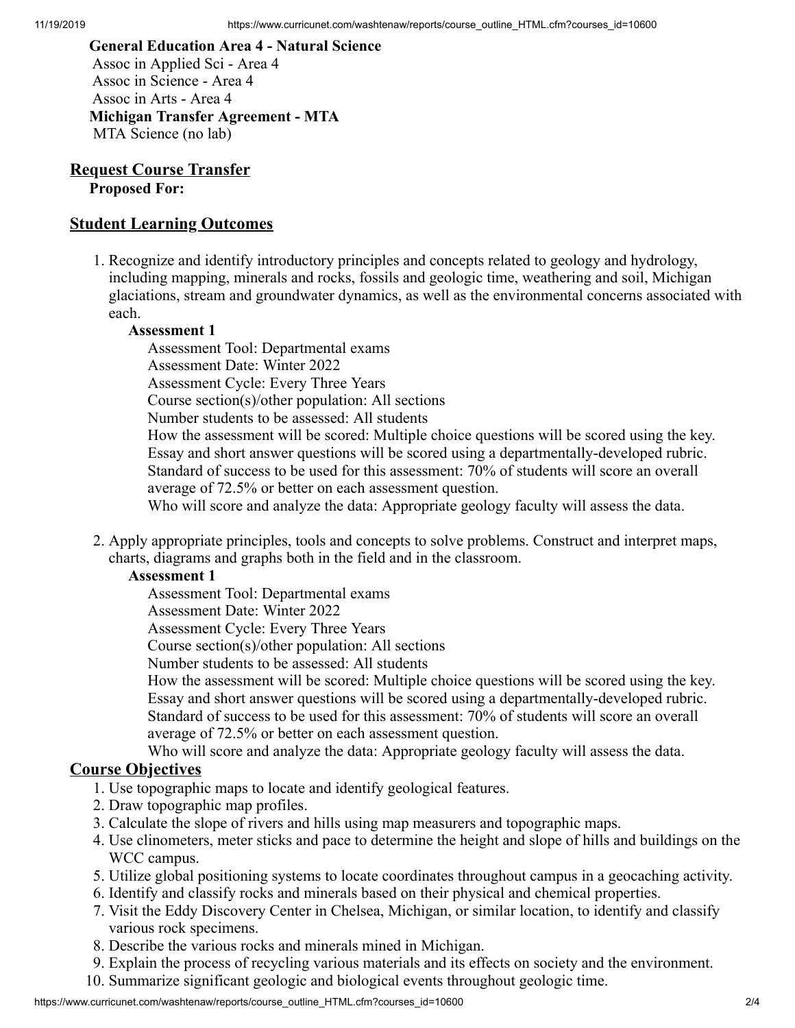**General Education Area 4 - Natural Science**
Assoc in Applied Sci - Area 4
Assoc in Science - Area 4
Assoc in Arts - Area 4
**Michigan Transfer Agreement - MTA**
MTA Science (no lab)

## Request Course Transfer

**Proposed For:**

## Student Learning Outcomes

1. Recognize and identify introductory principles and concepts related to geology and hydrology, including mapping, minerals and rocks, fossils and geologic time, weathering and soil, Michigan glaciations, stream and groundwater dynamics, as well as the environmental concerns associated with each.

   **Assessment 1**
   Assessment Tool: Departmental exams
   Assessment Date: Winter 2022
   Assessment Cycle: Every Three Years
   Course section(s)/other population: All sections
   Number students to be assessed: All students
   How the assessment will be scored: Multiple choice questions will be scored using the key. Essay and short answer questions will be scored using a departmentally-developed rubric.
   Standard of success to be used for this assessment: 70% of students will score an overall average of 72.5% or better on each assessment question.
   Who will score and analyze the data: Appropriate geology faculty will assess the data.

2. Apply appropriate principles, tools and concepts to solve problems. Construct and interpret maps, charts, diagrams and graphs both in the field and in the classroom.

   **Assessment 1**
   Assessment Tool: Departmental exams
   Assessment Date: Winter 2022
   Assessment Cycle: Every Three Years
   Course section(s)/other population: All sections
   Number students to be assessed: All students
   How the assessment will be scored: Multiple choice questions will be scored using the key. Essay and short answer questions will be scored using a departmentally-developed rubric.
   Standard of success to be used for this assessment: 70% of students will score an overall average of 72.5% or better on each assessment question.
   Who will score and analyze the data: Appropriate geology faculty will assess the data.

## Course Objectives

1. Use topographic maps to locate and identify geological features.
2. Draw topographic map profiles.
3. Calculate the slope of rivers and hills using map measurers and topographic maps.
4. Use clinometers, meter sticks and pace to determine the height and slope of hills and buildings on the WCC campus.
5. Utilize global positioning systems to locate coordinates throughout campus in a geocaching activity.
6. Identify and classify rocks and minerals based on their physical and chemical properties.
7. Visit the Eddy Discovery Center in Chelsea, Michigan, or similar location, to identify and classify various rock specimens.
8. Describe the various rocks and minerals mined in Michigan.
9. Explain the process of recycling various materials and its effects on society and the environment.
10. Summarize significant geologic and biological events throughout geologic time.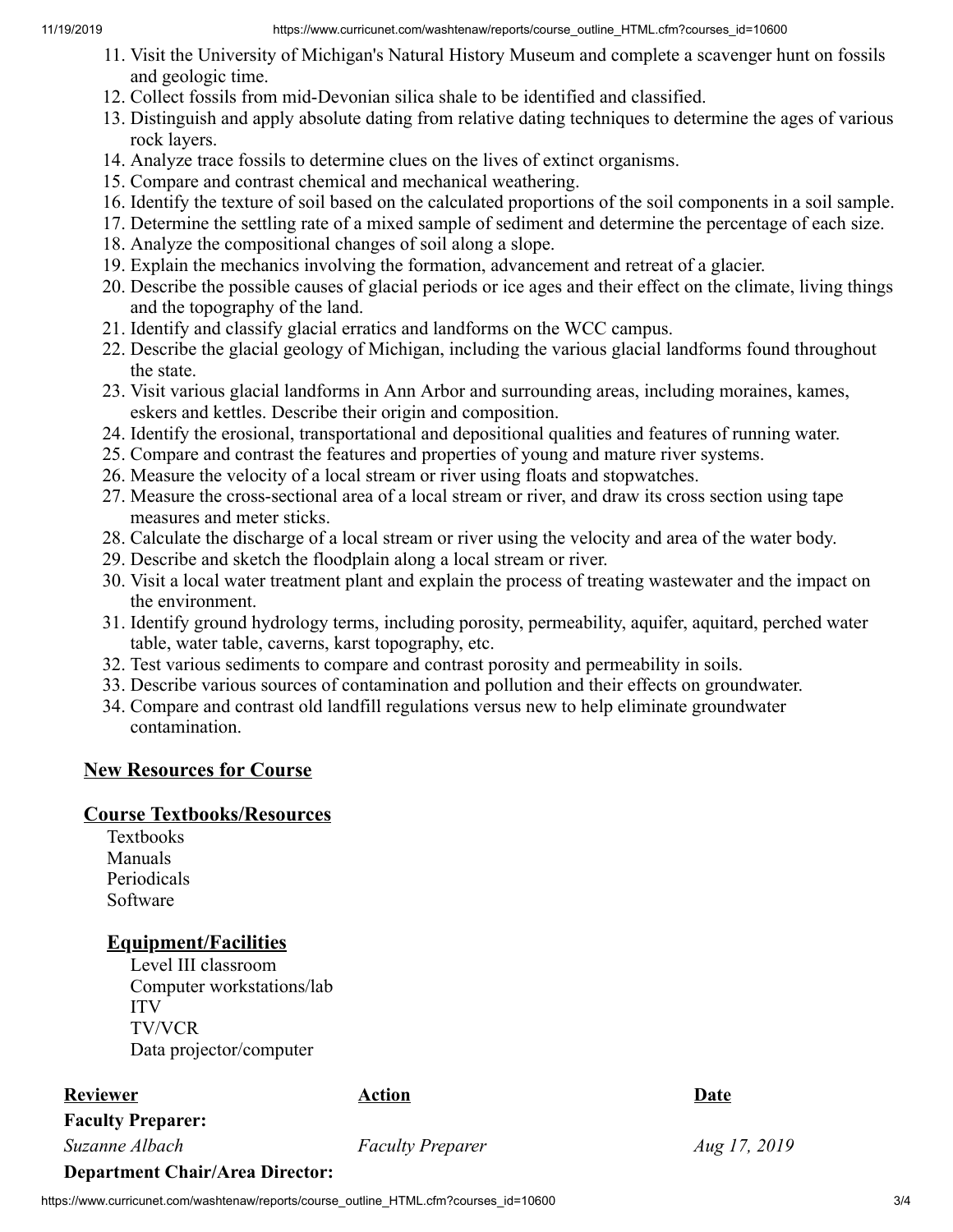11. Visit the University of Michigan's Natural History Museum and complete a scavenger hunt on fossils and geologic time.
12. Collect fossils from mid-Devonian silica shale to be identified and classified.
13. Distinguish and apply absolute dating from relative dating techniques to determine the ages of various rock layers.
14. Analyze trace fossils to determine clues on the lives of extinct organisms.
15. Compare and contrast chemical and mechanical weathering.
16. Identify the texture of soil based on the calculated proportions of the soil components in a soil sample.
17. Determine the settling rate of a mixed sample of sediment and determine the percentage of each size.
18. Analyze the compositional changes of soil along a slope.
19. Explain the mechanics involving the formation, advancement and retreat of a glacier.
20. Describe the possible causes of glacial periods or ice ages and their effect on the climate, living things and the topography of the land.
21. Identify and classify glacial erratics and landforms on the WCC campus.
22. Describe the glacial geology of Michigan, including the various glacial landforms found throughout the state.
23. Visit various glacial landforms in Ann Arbor and surrounding areas, including moraines, kames, eskers and kettles. Describe their origin and composition.
24. Identify the erosional, transportational and depositional qualities and features of running water.
25. Compare and contrast the features and properties of young and mature river systems.
26. Measure the velocity of a local stream or river using floats and stopwatches.
27. Measure the cross-sectional area of a local stream or river, and draw its cross section using tape measures and meter sticks.
28. Calculate the discharge of a local stream or river using the velocity and area of the water body.
29. Describe and sketch the floodplain along a local stream or river.
30. Visit a local water treatment plant and explain the process of treating wastewater and the impact on the environment.
31. Identify ground hydrology terms, including porosity, permeability, aquifer, aquitard, perched water table, water table, caverns, karst topography, etc.
32. Test various sediments to compare and contrast porosity and permeability in soils.
33. Describe various sources of contamination and pollution and their effects on groundwater.
34. Compare and contrast old landfill regulations versus new to help eliminate groundwater contamination.

## New Resources for Course

## Course Textbooks/Resources

Textbooks
Manuals
Periodicals
Software

### Equipment/Facilities

Level III classroom
Computer workstations/lab
ITV
TV/VCR
Data projector/computer

| Reviewer | Action | Date |
| --- | --- | --- |
| **Faculty Preparer:** | | |
| *Suzanne Albach* | *Faculty Preparer* | *Aug 17, 2019* |
| **Department Chair/Area Director:** | | |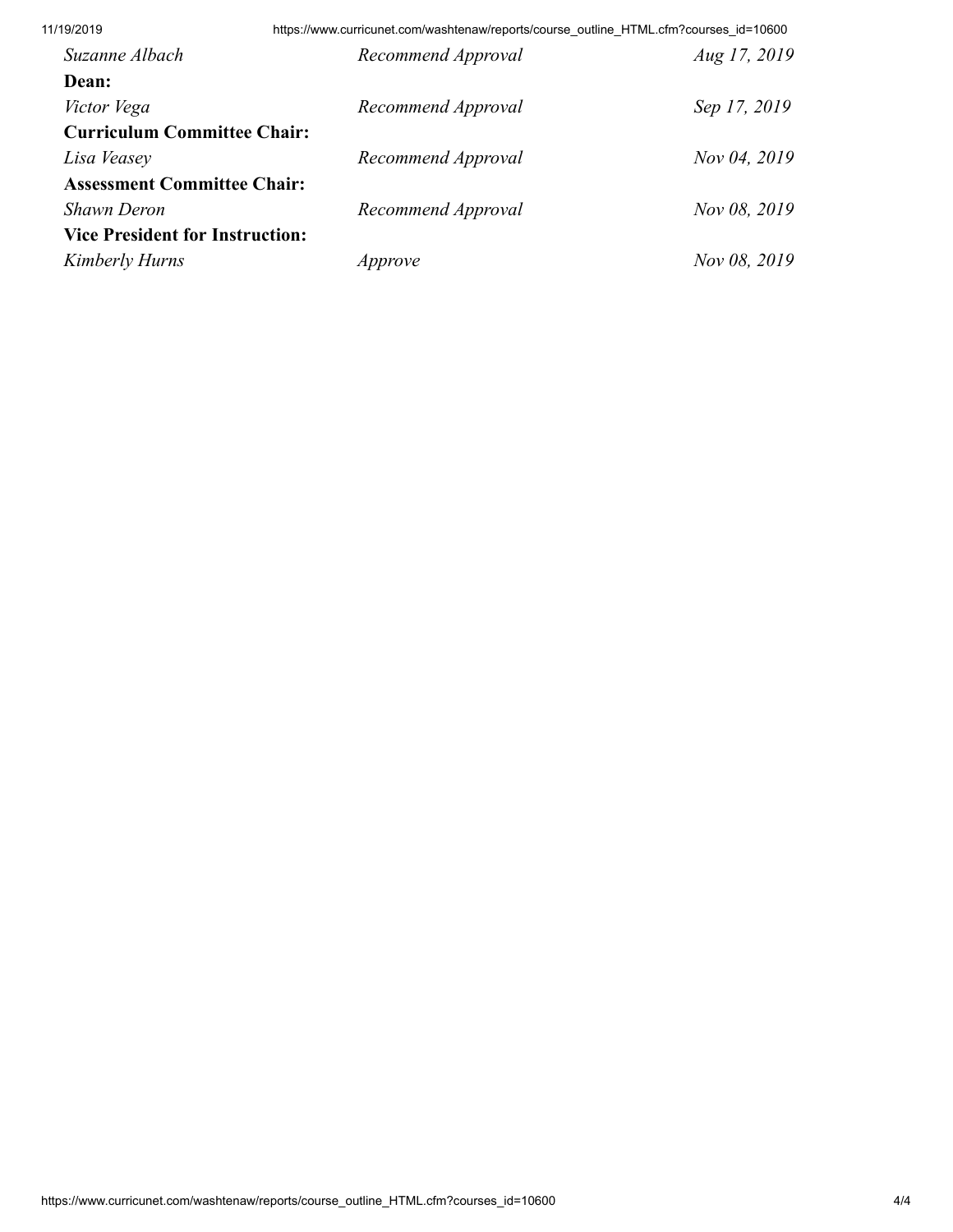| | | |
|---|---|---|
| *Suzanne Albach* | *Recommend Approval* | *Aug 17, 2019* |
| **Dean:** | | |
| *Victor Vega* | *Recommend Approval* | *Sep 17, 2019* |
| **Curriculum Committee Chair:** | | |
| *Lisa Veasey* | *Recommend Approval* | *Nov 04, 2019* |
| **Assessment Committee Chair:** | | |
| *Shawn Deron* | *Recommend Approval* | *Nov 08, 2019* |
| **Vice President for Instruction:** | | |
| *Kimberly Hurns* | *Approve* | *Nov 08, 2019* |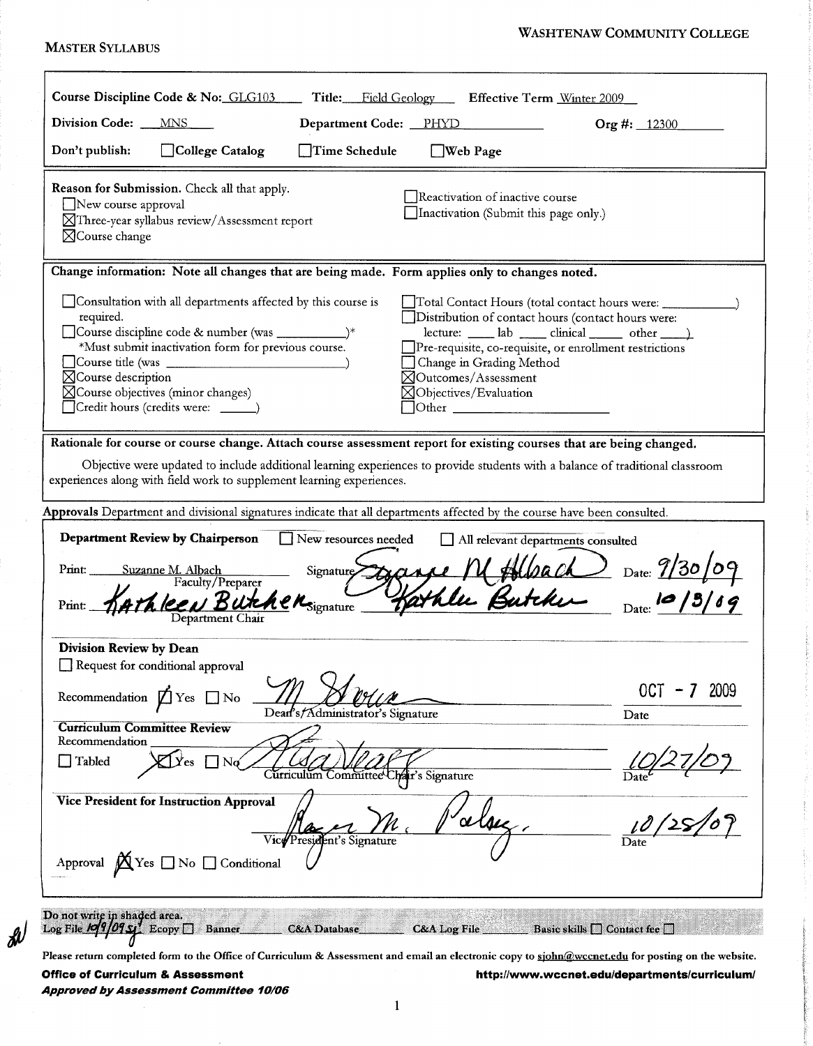**MASTER SYLLABUS** **WASHTENAW COMMUNITY COLLEGE**

**Course Discipline Code & No:** GLG103 **Title:** Field Geology **Effective Term** Winter 2009

**Division Code:** MNS **Department Code:** PHYD **Org #:** 12300

**Don't publish:** ☐ College Catalog ☐ Time Schedule ☐ Web Page

**Reason for Submission.** Check all that apply.

- ☐ New course approval
- ☒ Three-year syllabus review/Assessment report
- ☒ Course change
- ☐ Reactivation of inactive course
- ☐ Inactivation (Submit this page only.)

**Change information: Note all changes that are being made. Form applies only to changes noted.**

- ☐ Consultation with all departments affected by this course is required.
- ☐ Course discipline code & number (was ________)*
  *Must submit inactivation form for previous course.
- ☐ Course title (was ________________)
- ☒ Course description
- ☒ Course objectives (minor changes)
- ☐ Credit hours (credits were: ____)
- ☐ Total Contact Hours (total contact hours were: ________)
- ☐ Distribution of contact hours (contact hours were: lecture: ___ lab ___ clinical ___ other ___)
- ☐ Pre-requisite, co-requisite, or enrollment restrictions
- ☐ Change in Grading Method
- ☒ Outcomes/Assessment
- ☒ Objectives/Evaluation
- ☐ Other ________________

**Rationale for course or course change. Attach course assessment report for existing courses that are being changed.**

Objective were updated to include additional learning experiences to provide students with a balance of traditional classroom experiences along with field work to supplement learning experiences.

**Approvals** Department and divisional signatures indicate that all departments affected by the course have been consulted.

**Department Review by Chairperson** ☐ New resources needed ☐ All relevant departments consulted

Print: Suzanne M. Albach Signature: Suzanne M Albach Date: 9/30/09
Faculty/Preparer

Print: Kathleen Butcher Signature: Kathleen Butcher Date: 10/3/09
Department Chair

**Division Review by Dean**

☐ Request for conditional approval

Recommendation ☒ Yes ☐ No ________ Dean's/Administrator's Signature Date: OCT - 7 2009

**Curriculum Committee Review**

Recommendation

☐ Tabled ☒ Yes ☐ No ________ Curriculum Committee Chair's Signature Date: 10/27/09

**Vice President for Instruction Approval**

________ Vice President's Signature Date: 10/28/09

Approval ☒ Yes ☐ No ☐ Conditional

Do not write in shaded area.
Log File 10/9/09 SJ Ecopy ☐ Banner____ C&A Database____ C&A Log File____ Basic skills ☐ Contact fee ☐

**Please return completed form to the Office of Curriculum & Assessment and email an electronic copy to sjohn@wccnet.edu for posting on the website.**

**Office of Curriculum & Assessment** **http://www.wccnet.edu/departments/curriculum/**

***Approved by Assessment Committee 10/06***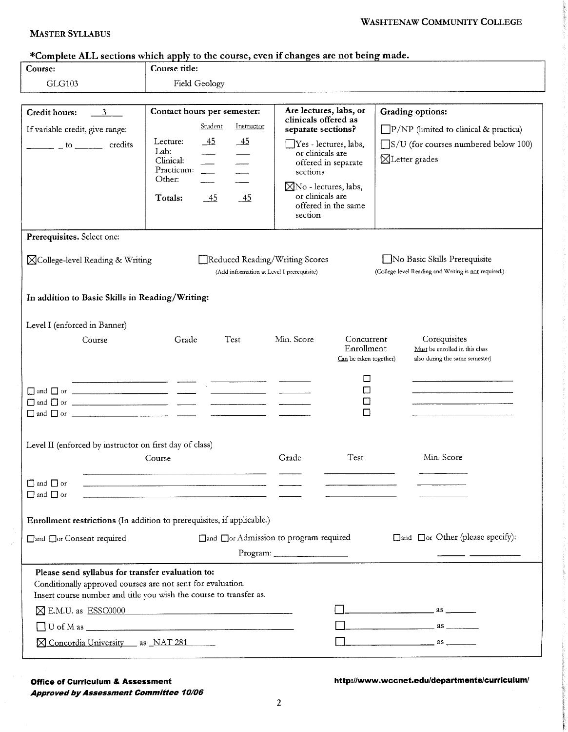**WASHTENAW COMMUNITY COLLEGE**

**MASTER SYLLABUS**

**\*Complete ALL sections which apply to the course, even if changes are not being made.**

| Course: | Course title: |
|---|---|
| GLG103 | Field Geology |

**Credit hours:** 3

If variable credit, give range:

\_\_\_\_\_ to \_\_\_\_\_ credits

**Contact hours per semester:**

| | Student | Instructor |
|---|---|---|
| Lecture: | 45 | 45 |
| Lab: | | |
| Clinical: | | |
| Practicum: | | |
| Other: | | |
| **Totals:** | 45 | 45 |

**Are lectures, labs, or clinicals offered as separate sections?**

☐ Yes - lectures, labs, or clinicals are offered in separate sections

☒ No - lectures, labs, or clinicals are offered in the same section

**Grading options:**

☐ P/NP (limited to clinical & practica)

☐ S/U (for courses numbered below 100)

☒ Letter grades

**Prerequisites.** Select one:

☒ College-level Reading & Writing

☐ Reduced Reading/Writing Scores (Add information at Level I prerequisite)

☐ No Basic Skills Prerequisite (College-level Reading and Writing is not required.)

**In addition to Basic Skills in Reading/Writing:**

Level I (enforced in Banner)

| | Course | Grade | Test | Min. Score | Concurrent Enrollment (Can be taken together) | Corequisites (Must be enrolled in this class also during the same semester) |
|---|---|---|---|---|---|---|
| | | | | | ☐ | |
| ☐ and ☐ or | | | | | ☐ | |
| ☐ and ☐ or | | | | | ☐ | |
| ☐ and ☐ or | | | | | ☐ | |

Level II (enforced by instructor on first day of class)

| | Course | Grade | Test | Min. Score |
|---|---|---|---|---|
| | | | | |
| ☐ and ☐ or | | | | |
| ☐ and ☐ or | | | | |

**Enrollment restrictions** (In addition to prerequisites, if applicable.)

☐ and ☐ or Consent required

☐ and ☐ or Admission to program required

Program: \_\_\_\_\_\_\_\_\_\_

☐ and ☐ or Other (please specify): \_\_\_\_\_\_\_\_\_\_

**Please send syllabus for transfer evaluation to:**

Conditionally approved courses are not sent for evaluation.

Insert course number and title you wish the course to transfer as.

☒ E.M.U. as ESSC0000

☐ U of M as \_\_\_\_\_\_\_\_\_\_

☒ Concordia University as NAT 281

☐ \_\_\_\_\_\_\_\_\_\_ as \_\_\_\_\_

☐ \_\_\_\_\_\_\_\_\_\_ as \_\_\_\_\_

☐ \_\_\_\_\_\_\_\_\_\_ as \_\_\_\_\_

**Office of Curriculum & Assessment**

***Approved by Assessment Committee 10/06***

**http://www.wccnet.edu/departments/curriculum/**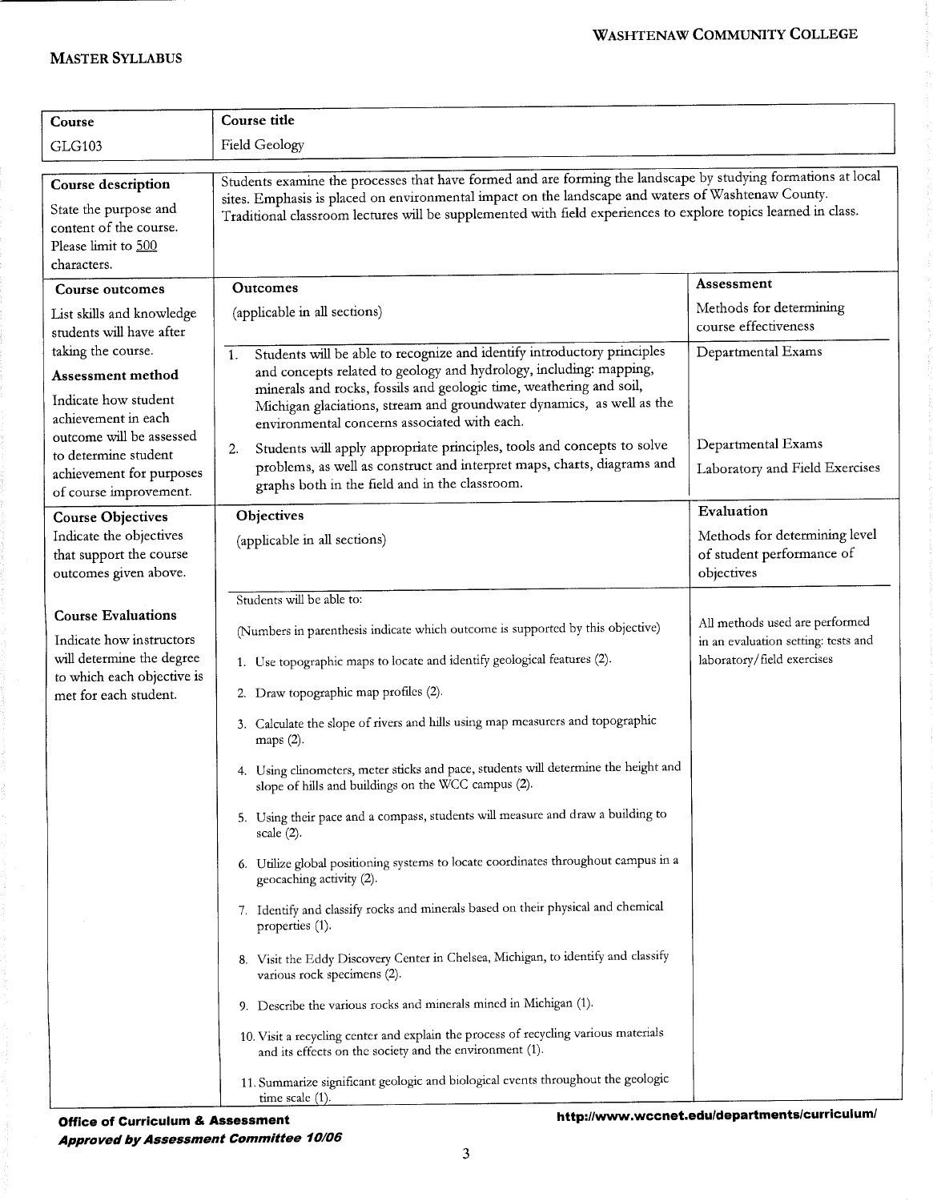**Washtenaw Community College**

**Master Syllabus**

| Course | Course title |
|---|---|
| GLG103 | Field Geology |

| | | |
|---|---|---|
| **Course description**<br>State the purpose and content of the course. Please limit to 500 characters. | Students examine the processes that have formed and are forming the landscape by studying formations at local sites. Emphasis is placed on environmental impact on the landscape and waters of Washtenaw County. Traditional classroom lectures will be supplemented with field experiences to explore topics learned in class. | |
| **Course outcomes**<br>List skills and knowledge students will have after taking the course.<br>**Assessment method**<br>Indicate how student achievement in each outcome will be assessed to determine student achievement for purposes of course improvement. | **Outcomes**<br>(applicable in all sections) | **Assessment**<br>Methods for determining course effectiveness |
| | 1. Students will be able to recognize and identify introductory principles and concepts related to geology and hydrology, including: mapping, minerals and rocks, fossils and geologic time, weathering and soil, Michigan glaciations, stream and groundwater dynamics, as well as the environmental concerns associated with each. | Departmental Exams |
| | 2. Students will apply appropriate principles, tools and concepts to solve problems, as well as construct and interpret maps, charts, diagrams and graphs both in the field and in the classroom. | Departmental Exams<br>Laboratory and Field Exercises |
| **Course Objectives**<br>Indicate the objectives that support the course outcomes given above.<br><br>**Course Evaluations**<br>Indicate how instructors will determine the degree to which each objective is met for each student. | **Objectives**<br>(applicable in all sections) | **Evaluation**<br>Methods for determining level of student performance of objectives |
| | Students will be able to:<br>(Numbers in parenthesis indicate which outcome is supported by this objective)<br>1. Use topographic maps to locate and identify geological features (2).<br>2. Draw topographic map profiles (2).<br>3. Calculate the slope of rivers and hills using map measurers and topographic maps (2).<br>4. Using clinometers, meter sticks and pace, students will determine the height and slope of hills and buildings on the WCC campus (2).<br>5. Using their pace and a compass, students will measure and draw a building to scale (2).<br>6. Utilize global positioning systems to locate coordinates throughout campus in a geocaching activity (2).<br>7. Identify and classify rocks and minerals based on their physical and chemical properties (1).<br>8. Visit the Eddy Discovery Center in Chelsea, Michigan, to identify and classify various rock specimens (2).<br>9. Describe the various rocks and minerals mined in Michigan (1).<br>10. Visit a recycling center and explain the process of recycling various materials and its effects on the society and the environment (1).<br>11. Summarize significant geologic and biological events throughout the geologic time scale (1). | All methods used are performed in an evaluation setting: tests and laboratory/field exercises |

**Office of Curriculum & Assessment**
***Approved by Assessment Committee 10/06***

**http://www.wccnet.edu/departments/curriculum/**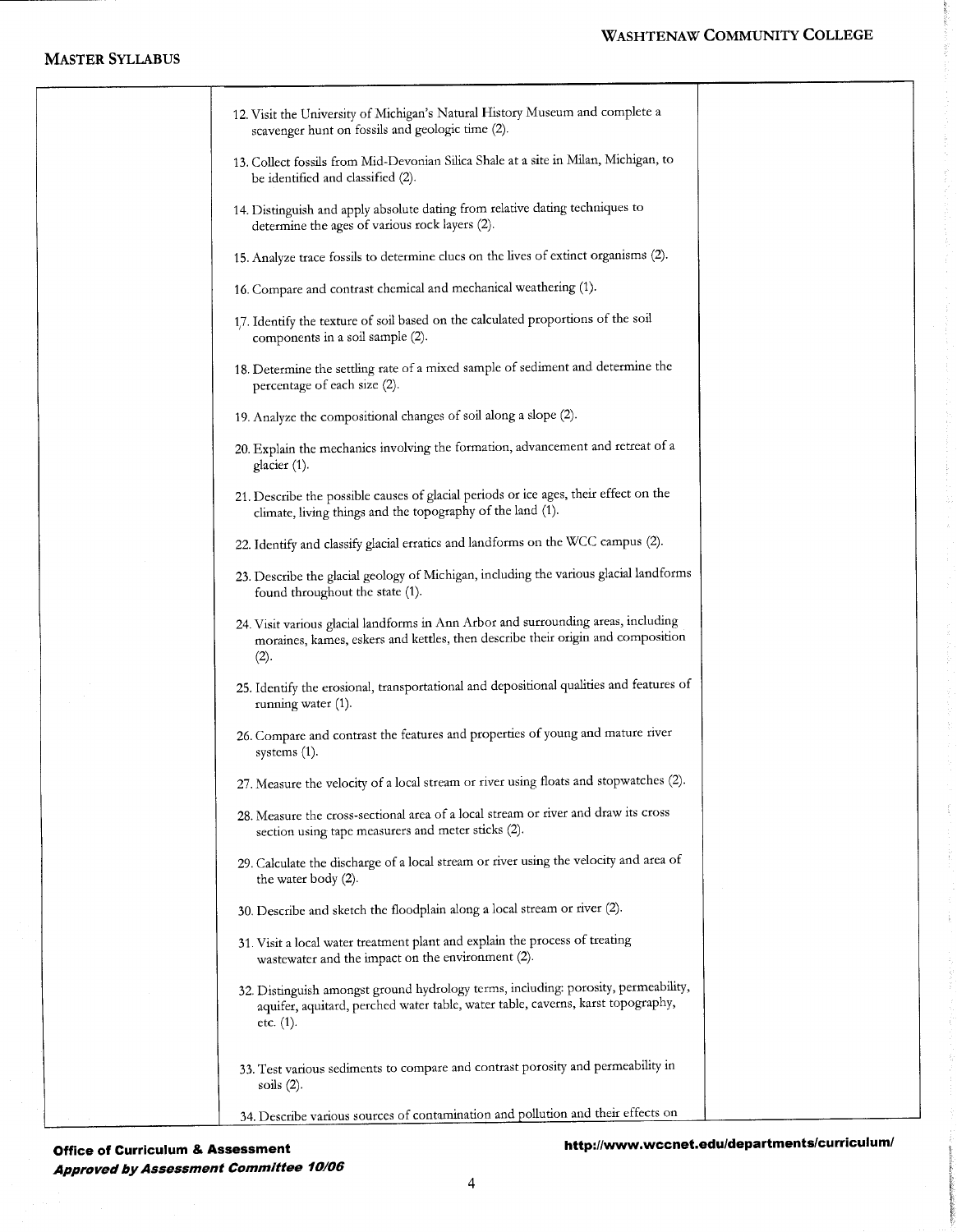| | | |
|---|---|---|
| | 12. Visit the University of Michigan's Natural History Museum and complete a scavenger hunt on fossils and geologic time (2).<br><br>13. Collect fossils from Mid-Devonian Silica Shale at a site in Milan, Michigan, to be identified and classified (2).<br><br>14. Distinguish and apply absolute dating from relative dating techniques to determine the ages of various rock layers (2).<br><br>15. Analyze trace fossils to determine clues on the lives of extinct organisms (2).<br><br>16. Compare and contrast chemical and mechanical weathering (1).<br><br>17. Identify the texture of soil based on the calculated proportions of the soil components in a soil sample (2).<br><br>18. Determine the settling rate of a mixed sample of sediment and determine the percentage of each size (2).<br><br>19. Analyze the compositional changes of soil along a slope (2).<br><br>20. Explain the mechanics involving the formation, advancement and retreat of a glacier (1).<br><br>21. Describe the possible causes of glacial periods or ice ages, their effect on the climate, living things and the topography of the land (1).<br><br>22. Identify and classify glacial erratics and landforms on the WCC campus (2).<br><br>23. Describe the glacial geology of Michigan, including the various glacial landforms found throughout the state (1).<br><br>24. Visit various glacial landforms in Ann Arbor and surrounding areas, including moraines, kames, eskers and kettles, then describe their origin and composition (2).<br><br>25. Identify the erosional, transportational and depositional qualities and features of running water (1).<br><br>26. Compare and contrast the features and properties of young and mature river systems (1).<br><br>27. Measure the velocity of a local stream or river using floats and stopwatches (2).<br><br>28. Measure the cross-sectional area of a local stream or river and draw its cross section using tape measurers and meter sticks (2).<br><br>29. Calculate the discharge of a local stream or river using the velocity and area of the water body (2).<br><br>30. Describe and sketch the floodplain along a local stream or river (2).<br><br>31. Visit a local water treatment plant and explain the process of treating wastewater and the impact on the environment (2).<br><br>32. Distinguish amongst ground hydrology terms, including: porosity, permeability, aquifer, aquitard, perched water table, water table, caverns, karst topography, etc. (1).<br><br>33. Test various sediments to compare and contrast porosity and permeability in soils (2).<br><br>34. Describe various sources of contamination and pollution and their effects on | |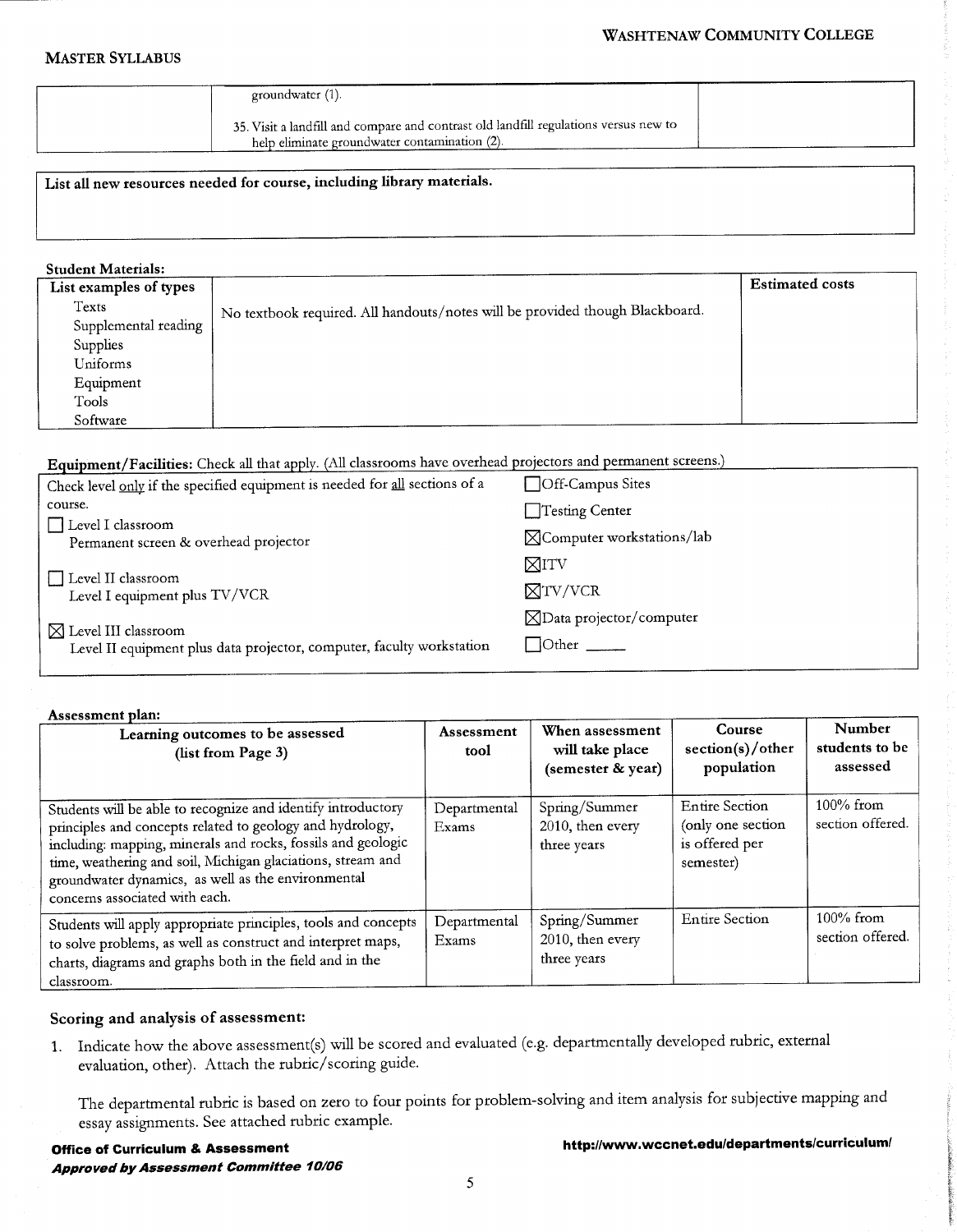|  | groundwater (1).<br><br>35. Visit a landfill and compare and contrast old landfill regulations versus new to help eliminate groundwater contamination (2). |  |
|---|---|---|

**List all new resources needed for course, including library materials.**

**Student Materials:**

| List examples of types<br>Texts<br>Supplemental reading<br>Supplies<br>Uniforms<br>Equipment<br>Tools<br>Software | | Estimated costs |
|---|---|---|
| | No textbook required. All handouts/notes will be provided though Blackboard. | |

**Equipment/Facilities:** Check all that apply. (All classrooms have overhead projectors and permanent screens.)

Check level only if the specified equipment is needed for all sections of a course.

- ☐ Level I classroom
  Permanent screen & overhead projector
- ☐ Level II classroom
  Level I equipment plus TV/VCR
- ☒ Level III classroom
  Level II equipment plus data projector, computer, faculty workstation

- ☐ Off-Campus Sites
- ☐ Testing Center
- ☒ Computer workstations/lab
- ☒ ITV
- ☒ TV/VCR
- ☒ Data projector/computer
- ☐ Other _____

**Assessment plan:**

| Learning outcomes to be assessed (list from Page 3) | Assessment tool | When assessment will take place (semester & year) | Course section(s)/other population | Number students to be assessed |
|---|---|---|---|---|
| Students will be able to recognize and identify introductory principles and concepts related to geology and hydrology, including: mapping, minerals and rocks, fossils and geologic time, weathering and soil, Michigan glaciations, stream and groundwater dynamics, as well as the environmental concerns associated with each. | Departmental Exams | Spring/Summer 2010, then every three years | Entire Section (only one section is offered per semester) | 100% from section offered. |
| Students will apply appropriate principles, tools and concepts to solve problems, as well as construct and interpret maps, charts, diagrams and graphs both in the field and in the classroom. | Departmental Exams | Spring/Summer 2010, then every three years | Entire Section | 100% from section offered. |

### Scoring and analysis of assessment:

1. Indicate how the above assessment(s) will be scored and evaluated (e.g. departmentally developed rubric, external evaluation, other). Attach the rubric/scoring guide.

   The departmental rubric is based on zero to four points for problem-solving and item analysis for subjective mapping and essay assignments. See attached rubric example.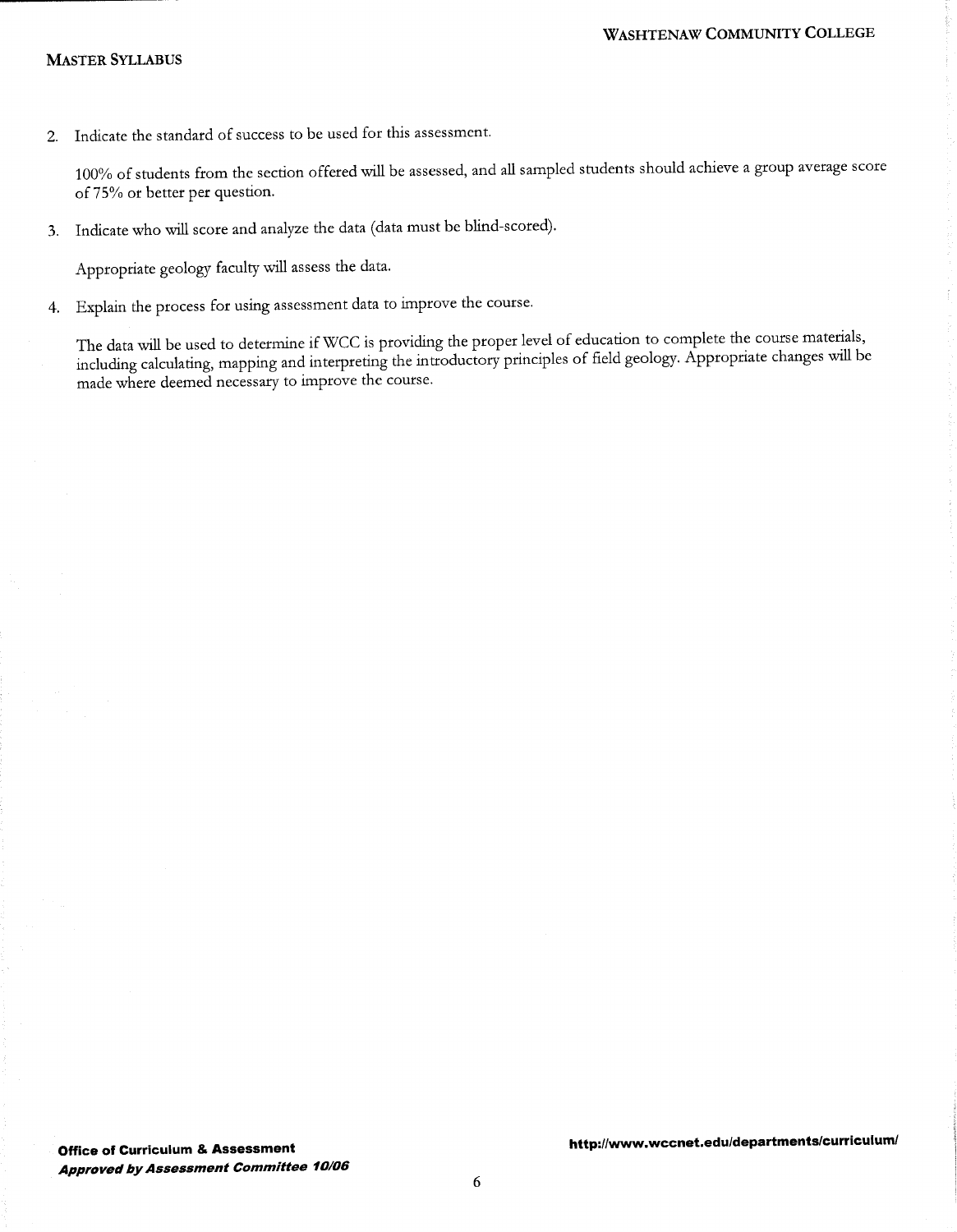2. Indicate the standard of success to be used for this assessment.

   100% of students from the section offered will be assessed, and all sampled students should achieve a group average score of 75% or better per question.

3. Indicate who will score and analyze the data (data must be blind-scored).

   Appropriate geology faculty will assess the data.

4. Explain the process for using assessment data to improve the course.

   The data will be used to determine if WCC is providing the proper level of education to complete the course materials, including calculating, mapping and interpreting the introductory principles of field geology. Appropriate changes will be made where deemed necessary to improve the course.